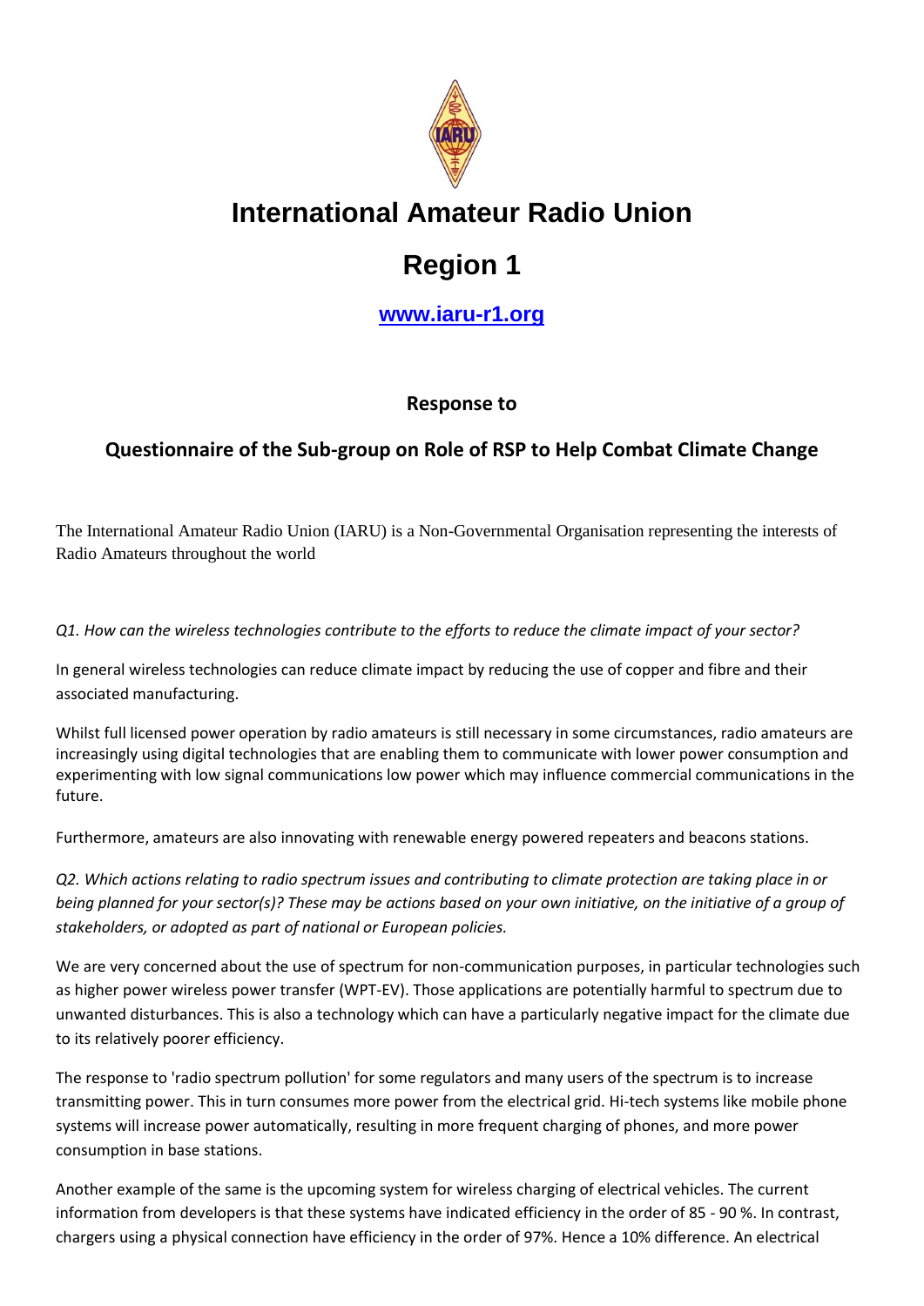# International Amateur Radio Union

# Region 1

**[www.iaru-r1.org](http://www.iaru-r1.org)**

**Response to**

## Questionnaire of the Sub-group on Role of RSP to Help Combat Climate Change

The International Amateur Radio Union (IARU) is a Non-Governmental Organisation representing the interests of Radio Amateurs throughout the world

*Q1. How can the wireless technologies contribute to the efforts to reduce the climate impact of your sector?*

In general wireless technologies can reduce climate impact by reducing the use of copper and fibre and their associated manufacturing.

Whilst full licensed power operation by radio amateurs is still necessary in some circumstances, radio amateurs are increasingly using digital technologies that are enabling them to communicate with lower power consumption and experimenting with low signal communications low power which may influence commercial communications in the future.

Furthermore, amateurs are also innovating with renewable energy powered repeaters and beacons stations.

*Q2. Which actions relating to radio spectrum issues and contributing to climate protection are taking place in or being planned for your sector(s)? These may be actions based on your own initiative, on the initiative of a group of stakeholders, or adopted as part of national or European policies.*

We are very concerned about the use of spectrum for non-communication purposes, in particular technologies such as higher power wireless power transfer (WPT-EV). Those applications are potentially harmful to spectrum due to unwanted disturbances. This is also a technology which can have a particularly negative impact for the climate due to its relatively poorer efficiency.

The response to 'radio spectrum pollution' for some regulators and many users of the spectrum is to increase transmitting power. This in turn consumes more power from the electrical grid. Hi-tech systems like mobile phone systems will increase power automatically, resulting in more frequent charging of phones, and more power consumption in base stations.

Another example of the same is the upcoming system for wireless charging of electrical vehicles. The current information from developers is that these systems have indicated efficiency in the order of 85 - 90 %. In contrast, chargers using a physical connection have efficiency in the order of 97%. Hence a 10% difference. An electrical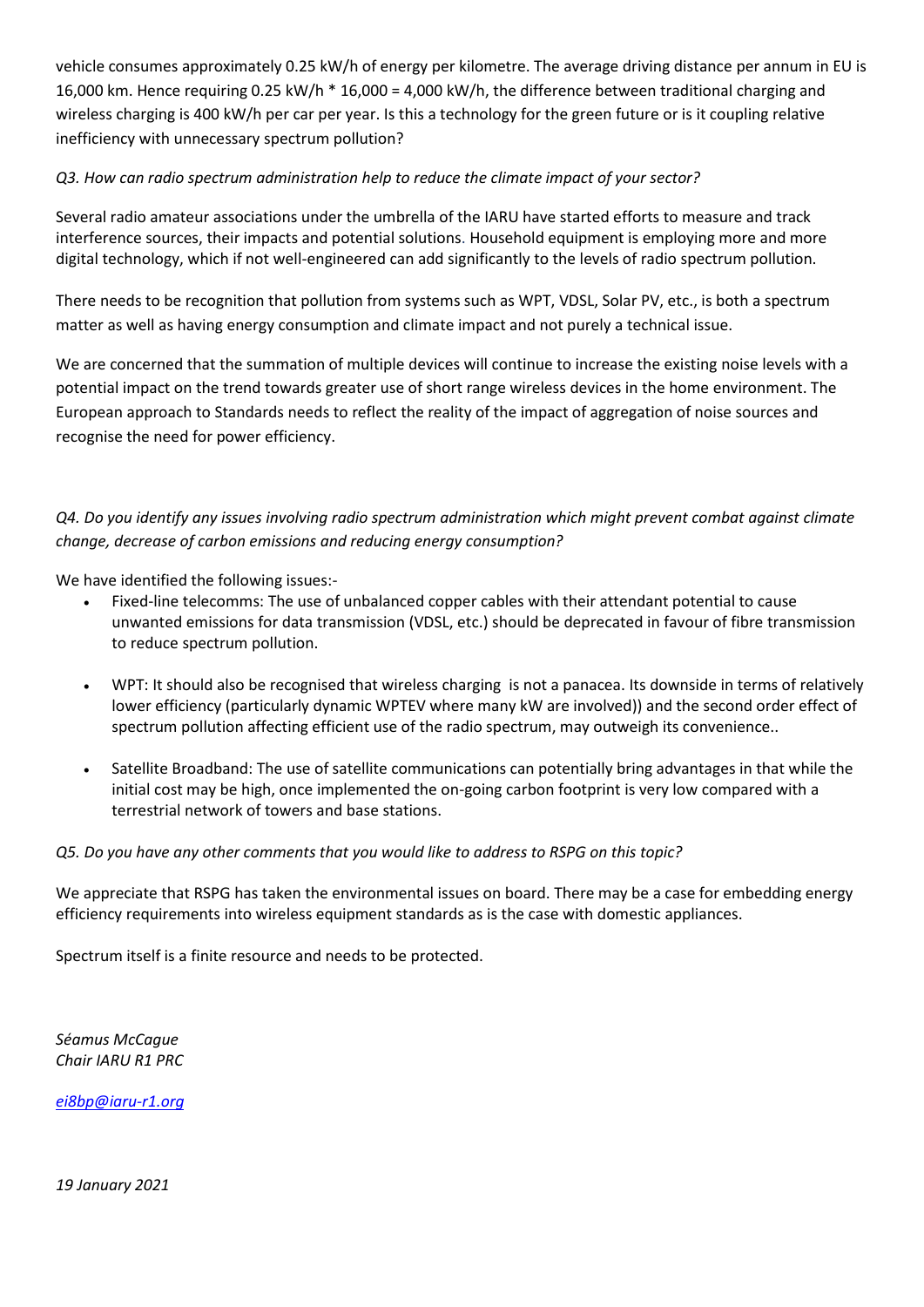vehicle consumes approximately 0.25 kW/h of energy per kilometre. The average driving distance per annum in EU is 16,000 km. Hence requiring 0.25 kW/h * 16,000 = 4,000 kW/h, the difference between traditional charging and wireless charging is 400 kW/h per car per year. Is this a technology for the green future or is it coupling relative inefficiency with unnecessary spectrum pollution?

*Q3. How can radio spectrum administration help to reduce the climate impact of your sector?*

Several radio amateur associations under the umbrella of the IARU have started efforts to measure and track interference sources, their impacts and potential solutions. Household equipment is employing more and more digital technology, which if not well-engineered can add significantly to the levels of radio spectrum pollution.

There needs to be recognition that pollution from systems such as WPT, VDSL, Solar PV, etc., is both a spectrum matter as well as having energy consumption and climate impact and not purely a technical issue.

We are concerned that the summation of multiple devices will continue to increase the existing noise levels with a potential impact on the trend towards greater use of short range wireless devices in the home environment. The European approach to Standards needs to reflect the reality of the impact of aggregation of noise sources and recognise the need for power efficiency.

*Q4. Do you identify any issues involving radio spectrum administration which might prevent combat against climate change, decrease of carbon emissions and reducing energy consumption?*

We have identified the following issues:-

- Fixed-line telecomms: The use of unbalanced copper cables with their attendant potential to cause unwanted emissions for data transmission (VDSL, etc.) should be deprecated in favour of fibre transmission to reduce spectrum pollution.

- WPT: It should also be recognised that wireless charging is not a panacea. Its downside in terms of relatively lower efficiency (particularly dynamic WPTEV where many kW are involved)) and the second order effect of spectrum pollution affecting efficient use of the radio spectrum, may outweigh its convenience..

- Satellite Broadband: The use of satellite communications can potentially bring advantages in that while the initial cost may be high, once implemented the on-going carbon footprint is very low compared with a terrestrial network of towers and base stations.

*Q5. Do you have any other comments that you would like to address to RSPG on this topic?*

We appreciate that RSPG has taken the environmental issues on board. There may be a case for embedding energy efficiency requirements into wireless equipment standards as is the case with domestic appliances.

Spectrum itself is a finite resource and needs to be protected.

*Séamus McCague*
*Chair IARU R1 PRC*

*ei8bp@iaru-r1.org*

*19 January 2021*